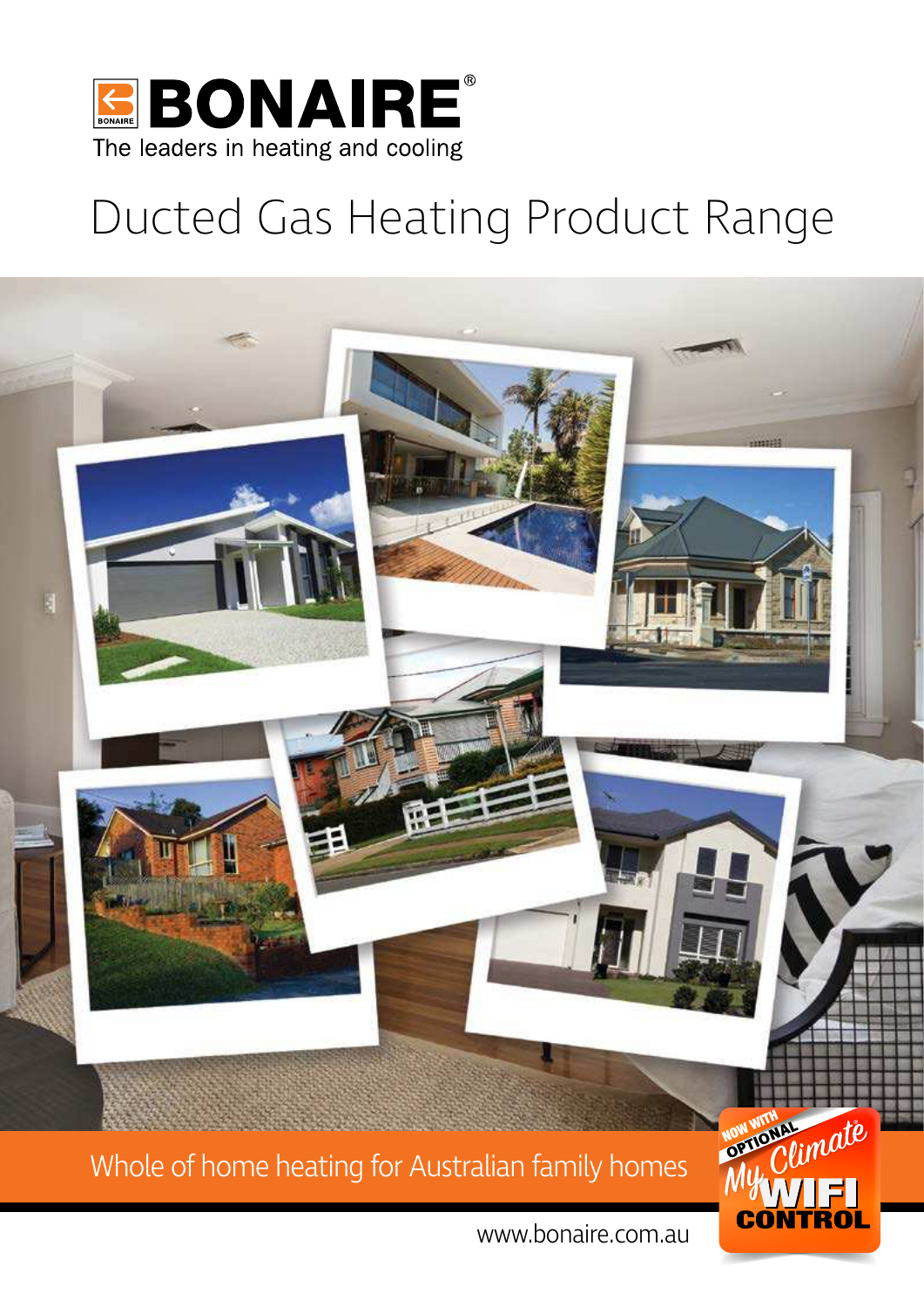**BONAIRE**®

The leaders in heating and cooling

# Ducted Gas Heating Product Range

Whole of home heating for Australian family homes

NOW WITH OPTIONAL MyClimate® WIFI CONTROL

www.bonaire.com.au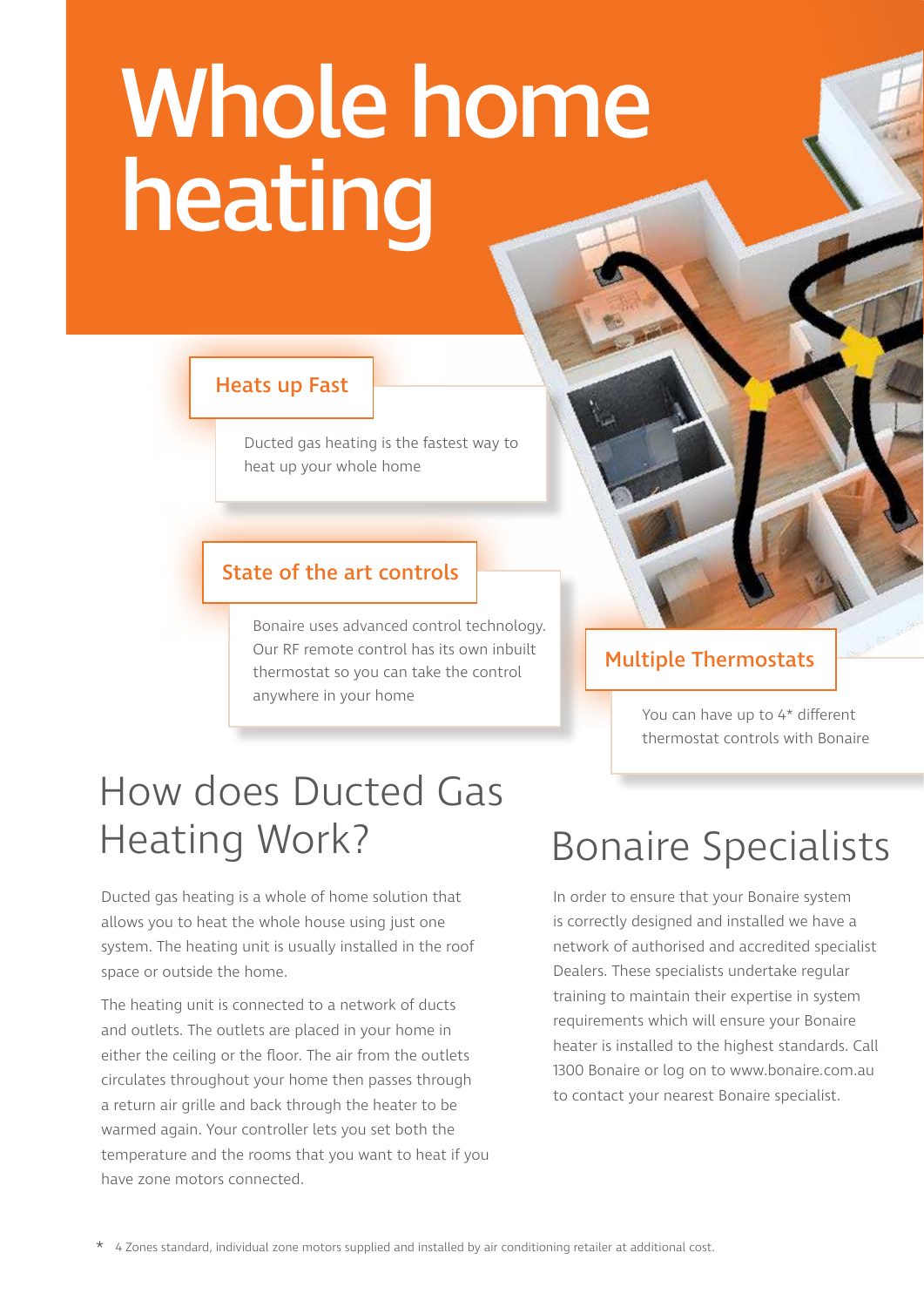# Whole home heating

### Heats up Fast

Ducted gas heating is the fastest way to heat up your whole home

### State of the art controls

Bonaire uses advanced control technology. Our RF remote control has its own inbuilt thermostat so you can take the control anywhere in your home

### Multiple Thermostats

You can have up to 4* different thermostat controls with Bonaire

## How does Ducted Gas Heating Work?

Ducted gas heating is a whole of home solution that allows you to heat the whole house using just one system. The heating unit is usually installed in the roof space or outside the home.

The heating unit is connected to a network of ducts and outlets. The outlets are placed in your home in either the ceiling or the floor. The air from the outlets circulates throughout your home then passes through a return air grille and back through the heater to be warmed again. Your controller lets you set both the temperature and the rooms that you want to heat if you have zone motors connected.

## Bonaire Specialists

In order to ensure that your Bonaire system is correctly designed and installed we have a network of authorised and accredited specialist Dealers. These specialists undertake regular training to maintain their expertise in system requirements which will ensure your Bonaire heater is installed to the highest standards. Call 1300 Bonaire or log on to www.bonaire.com.au to contact your nearest Bonaire specialist.

* 4 Zones standard, individual zone motors supplied and installed by air conditioning retailer at additional cost.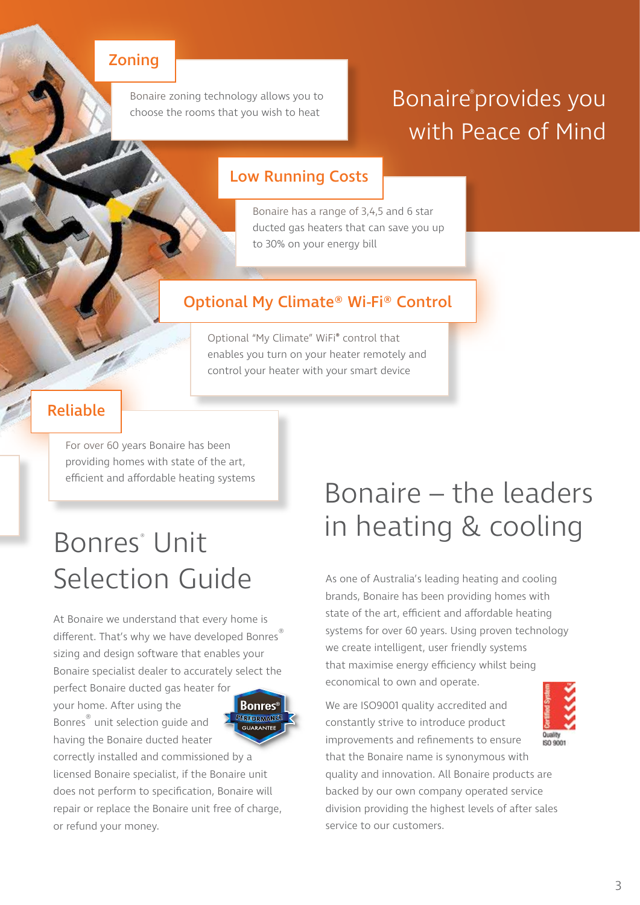# Bonaire® provides you with Peace of Mind

## Zoning

Bonaire zoning technology allows you to choose the rooms that you wish to heat

## Low Running Costs

Bonaire has a range of 3,4,5 and 6 star ducted gas heaters that can save you up to 30% on your energy bill

## Optional My Climate® Wi-Fi® Control

Optional "My Climate" WiFi® control that enables you turn on your heater remotely and control your heater with your smart device

## Reliable

For over 60 years Bonaire has been providing homes with state of the art, efficient and affordable heating systems

# Bonres® Unit Selection Guide

At Bonaire we understand that every home is different. That's why we have developed Bonres® sizing and design software that enables your Bonaire specialist dealer to accurately select the perfect Bonaire ducted gas heater for your home. After using the Bonres® unit selection guide and having the Bonaire ducted heater correctly installed and commissioned by a licensed Bonaire specialist, if the Bonaire unit does not perform to specification, Bonaire will repair or replace the Bonaire unit free of charge, or refund your money.

Bonres® PERFORMANCE GUARANTEE

# Bonaire – the leaders in heating & cooling

As one of Australia's leading heating and cooling brands, Bonaire has been providing homes with state of the art, efficient and affordable heating systems for over 60 years. Using proven technology we create intelligent, user friendly systems that maximise energy efficiency whilst being economical to own and operate.

We are ISO9001 quality accredited and constantly strive to introduce product improvements and refinements to ensure that the Bonaire name is synonymous with quality and innovation. All Bonaire products are backed by our own company operated service division providing the highest levels of after sales service to our customers.

Certified System Quality ISO 9001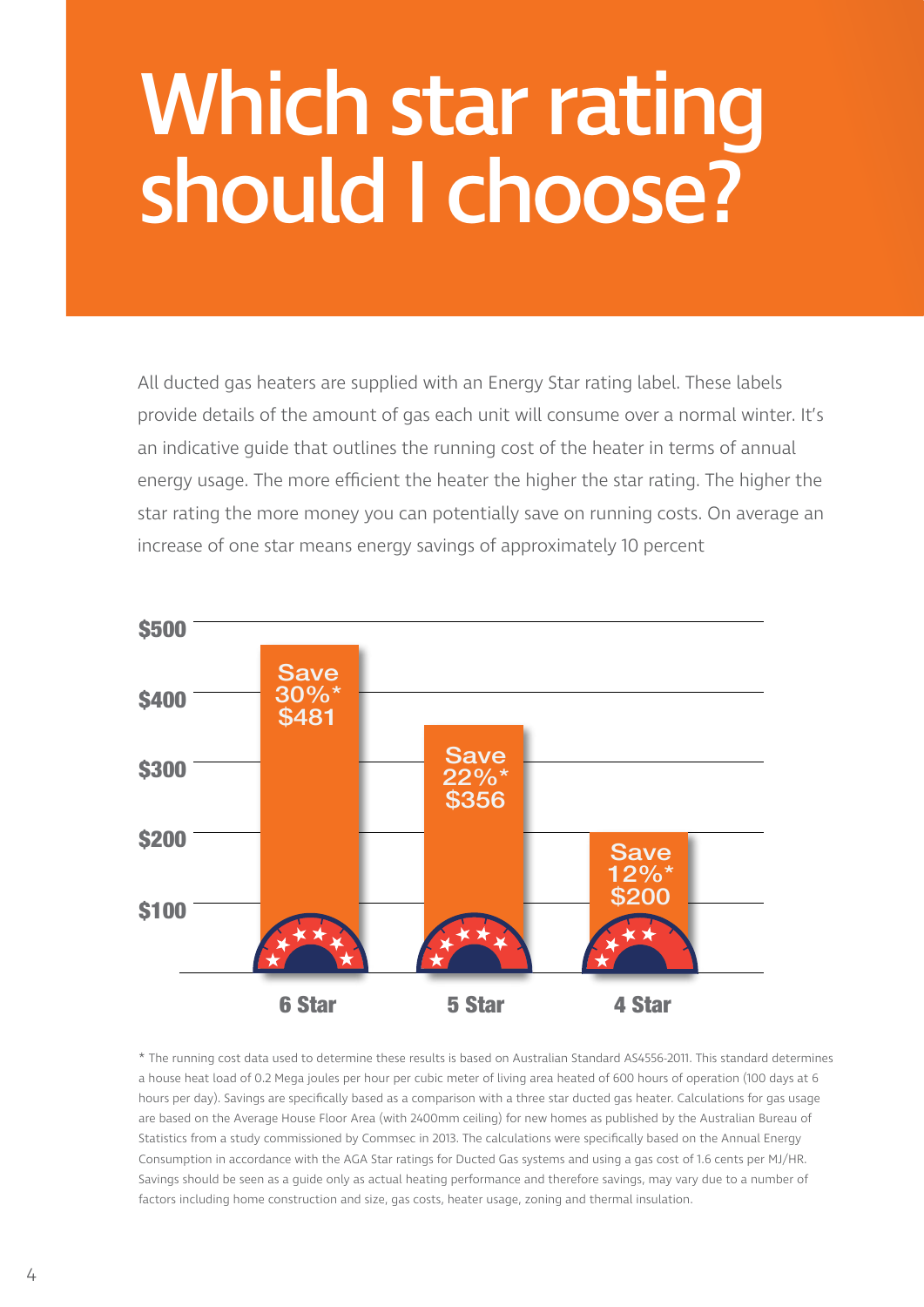# Which star rating should I choose?

All ducted gas heaters are supplied with an Energy Star rating label. These labels provide details of the amount of gas each unit will consume over a normal winter. It's an indicative guide that outlines the running cost of the heater in terms of annual energy usage. The more efficient the heater the higher the star rating. The higher the star rating the more money you can potentially save on running costs. On average an increase of one star means energy savings of approximately 10 percent

| Star rating | Savings |
|---|---|
| 6 Star | Save 30%* $481 |
| 5 Star | Save 22%* $356 |
| 4 Star | Save 12%* $200 |

\* The running cost data used to determine these results is based on Australian Standard AS4556-2011. This standard determines a house heat load of 0.2 Mega joules per hour per cubic meter of living area heated of 600 hours of operation (100 days at 6 hours per day). Savings are specifically based as a comparison with a three star ducted gas heater. Calculations for gas usage are based on the Average House Floor Area (with 2400mm ceiling) for new homes as published by the Australian Bureau of Statistics from a study commissioned by Commsec in 2013. The calculations were specifically based on the Annual Energy Consumption in accordance with the AGA Star ratings for Ducted Gas systems and using a gas cost of 1.6 cents per MJ/HR. Savings should be seen as a guide only as actual heating performance and therefore savings, may vary due to a number of factors including home construction and size, gas costs, heater usage, zoning and thermal insulation.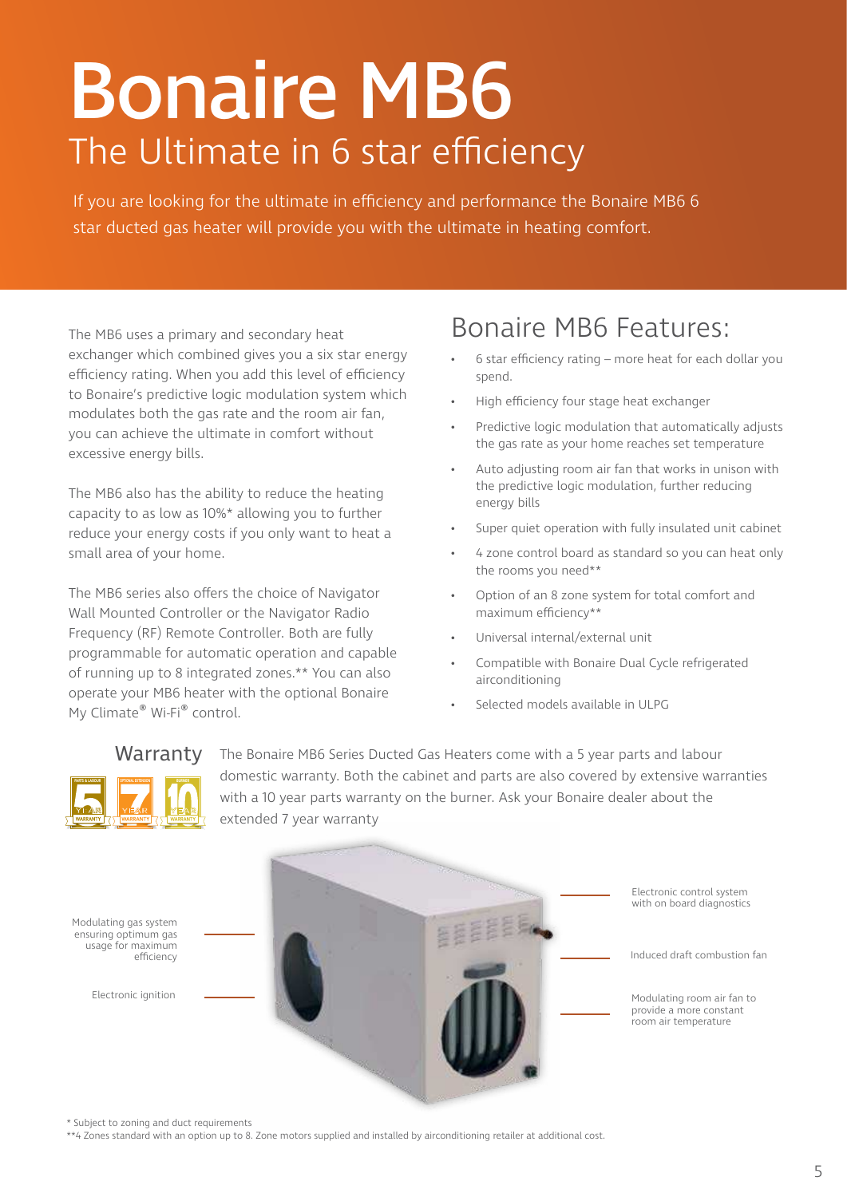# Bonaire MB6

## The Ultimate in 6 star efficiency

If you are looking for the ultimate in efficiency and performance the Bonaire MB6 6 star ducted gas heater will provide you with the ultimate in heating comfort.

The MB6 uses a primary and secondary heat exchanger which combined gives you a six star energy efficiency rating. When you add this level of efficiency to Bonaire's predictive logic modulation system which modulates both the gas rate and the room air fan, you can achieve the ultimate in comfort without excessive energy bills.

The MB6 also has the ability to reduce the heating capacity to as low as 10%* allowing you to further reduce your energy costs if you only want to heat a small area of your home.

The MB6 series also offers the choice of Navigator Wall Mounted Controller or the Navigator Radio Frequency (RF) Remote Controller. Both are fully programmable for automatic operation and capable of running up to 8 integrated zones.** You can also operate your MB6 heater with the optional Bonaire My Climate® Wi-Fi® control.

## Bonaire MB6 Features:

- 6 star efficiency rating – more heat for each dollar you spend.
- High efficiency four stage heat exchanger
- Predictive logic modulation that automatically adjusts the gas rate as your home reaches set temperature
- Auto adjusting room air fan that works in unison with the predictive logic modulation, further reducing energy bills
- Super quiet operation with fully insulated unit cabinet
- 4 zone control board as standard so you can heat only the rooms you need**
- Option of an 8 zone system for total comfort and maximum efficiency**
- Universal internal/external unit
- Compatible with Bonaire Dual Cycle refrigerated airconditioning
- Selected models available in ULPG

### Warranty

The Bonaire MB6 Series Ducted Gas Heaters come with a 5 year parts and labour domestic warranty. Both the cabinet and parts are also covered by extensive warranties with a 10 year parts warranty on the burner. Ask your Bonaire dealer about the extended 7 year warranty

Modulating gas system ensuring optimum gas usage for maximum efficiency

Electronic ignition

Electronic control system with on board diagnostics

Induced draft combustion fan

Modulating room air fan to provide a more constant room air temperature

\* Subject to zoning and duct requirements

\*\*4 Zones standard with an option up to 8. Zone motors supplied and installed by airconditioning retailer at additional cost.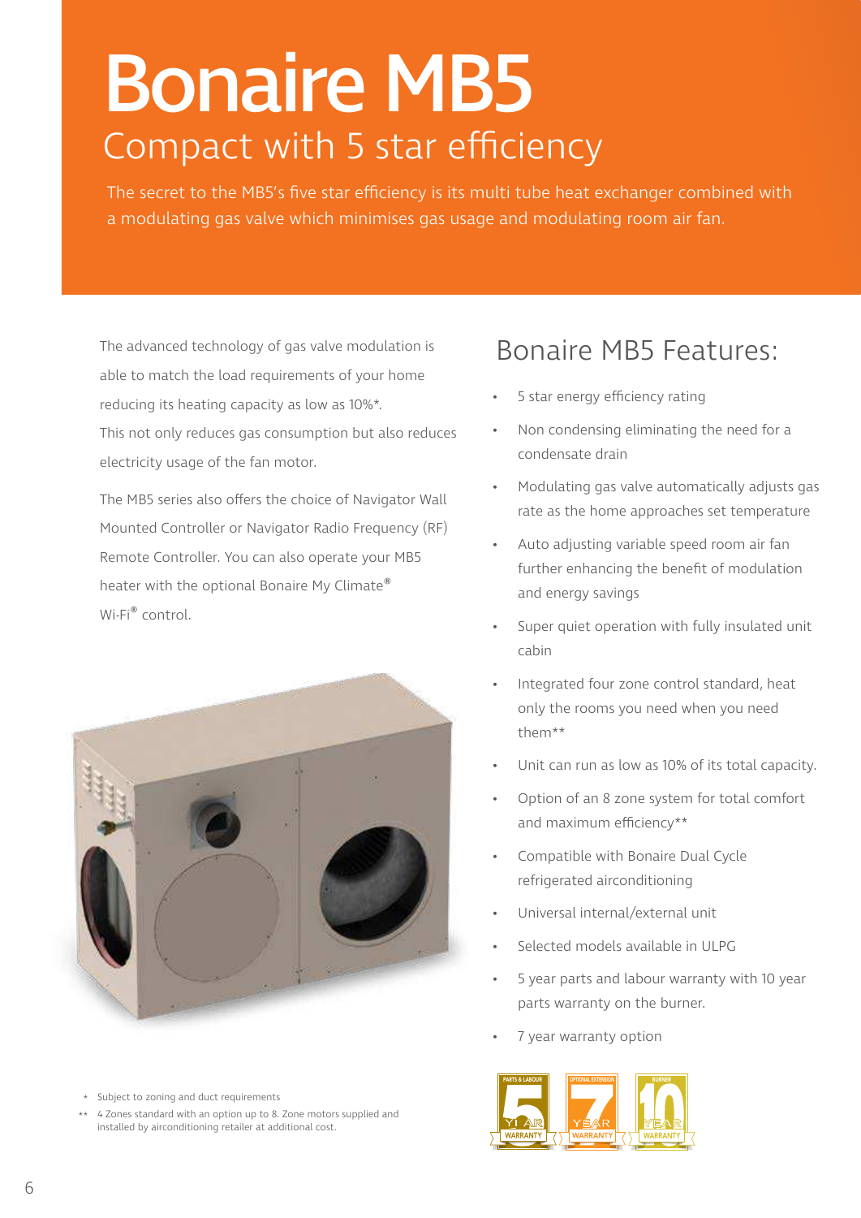# Bonaire MB5

## Compact with 5 star efficiency

The secret to the MB5's five star efficiency is its multi tube heat exchanger combined with a modulating gas valve which minimises gas usage and modulating room air fan.

The advanced technology of gas valve modulation is able to match the load requirements of your home reducing its heating capacity as low as 10%*.
This not only reduces gas consumption but also reduces electricity usage of the fan motor.

The MB5 series also offers the choice of Navigator Wall Mounted Controller or Navigator Radio Frequency (RF) Remote Controller. You can also operate your MB5 heater with the optional Bonaire My Climate® Wi-Fi® control.

## Bonaire MB5 Features:

- 5 star energy efficiency rating
- Non condensing eliminating the need for a condensate drain
- Modulating gas valve automatically adjusts gas rate as the home approaches set temperature
- Auto adjusting variable speed room air fan further enhancing the benefit of modulation and energy savings
- Super quiet operation with fully insulated unit cabin
- Integrated four zone control standard, heat only the rooms you need when you need them**
- Unit can run as low as 10% of its total capacity.
- Option of an 8 zone system for total comfort and maximum efficiency**
- Compatible with Bonaire Dual Cycle refrigerated airconditioning
- Universal internal/external unit
- Selected models available in ULPG
- 5 year parts and labour warranty with 10 year parts warranty on the burner.
- 7 year warranty option

PARTS & LABOUR 5 YEAR WARRANTY | OPTIONAL EXTENSION 7 YEAR WARRANTY | BURNER 10 YEAR WARRANTY

\* Subject to zoning and duct requirements

\*\* 4 Zones standard with an option up to 8. Zone motors supplied and installed by airconditioning retailer at additional cost.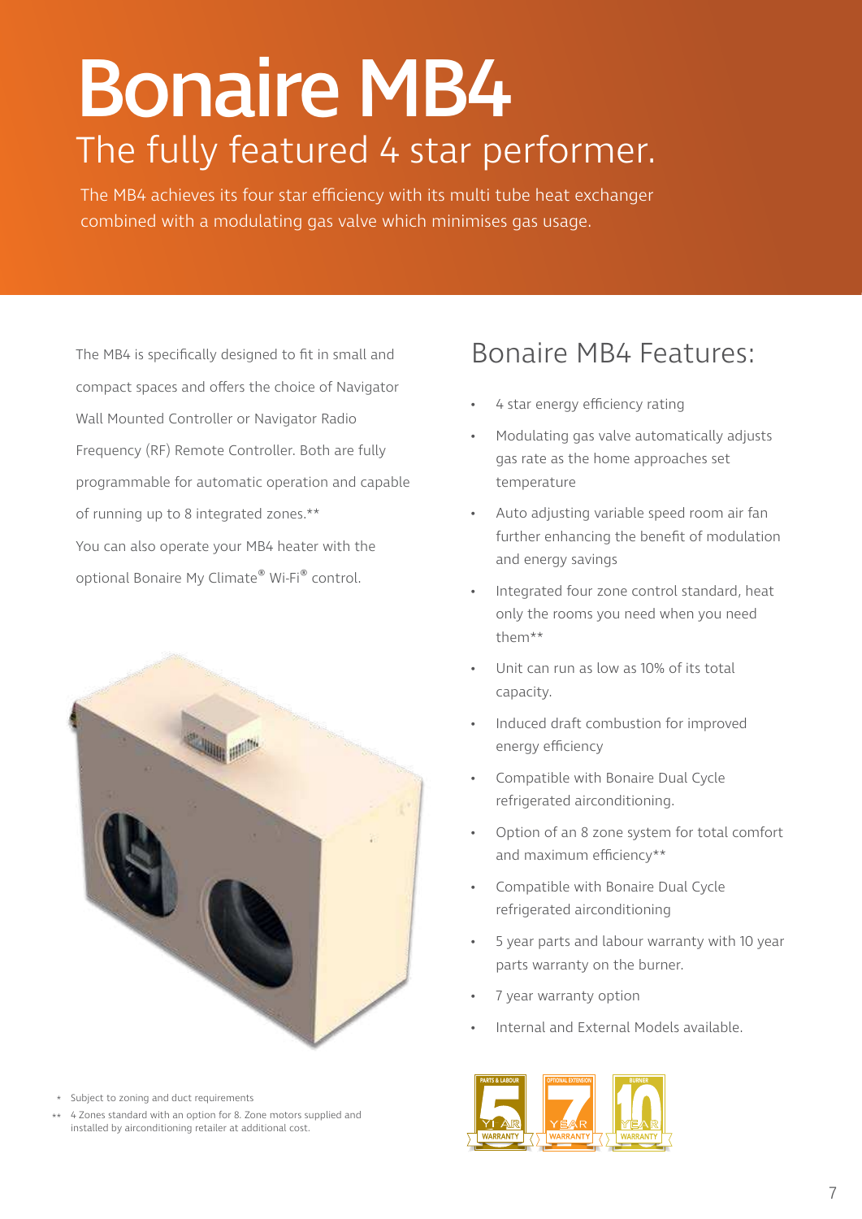# Bonaire MB4

## The fully featured 4 star performer.

The MB4 achieves its four star efficiency with its multi tube heat exchanger combined with a modulating gas valve which minimises gas usage.

The MB4 is specifically designed to fit in small and compact spaces and offers the choice of Navigator Wall Mounted Controller or Navigator Radio Frequency (RF) Remote Controller. Both are fully programmable for automatic operation and capable of running up to 8 integrated zones.**
You can also operate your MB4 heater with the optional Bonaire My Climate® Wi-Fi® control.

## Bonaire MB4 Features:

- 4 star energy efficiency rating
- Modulating gas valve automatically adjusts gas rate as the home approaches set temperature
- Auto adjusting variable speed room air fan further enhancing the benefit of modulation and energy savings
- Integrated four zone control standard, heat only the rooms you need when you need them**
- Unit can run as low as 10% of its total capacity.
- Induced draft combustion for improved energy efficiency
- Compatible with Bonaire Dual Cycle refrigerated airconditioning.
- Option of an 8 zone system for total comfort and maximum efficiency**
- Compatible with Bonaire Dual Cycle refrigerated airconditioning
- 5 year parts and labour warranty with 10 year parts warranty on the burner.
- 7 year warranty option
- Internal and External Models available.

PARTS & LABOUR 5 YEAR WARRANTY | OPTIONAL EXTENSION 7 YEAR WARRANTY | BURNER 10 YEAR WARRANTY

\* Subject to zoning and duct requirements

\*\* 4 Zones standard with an option for 8. Zone motors supplied and installed by airconditioning retailer at additional cost.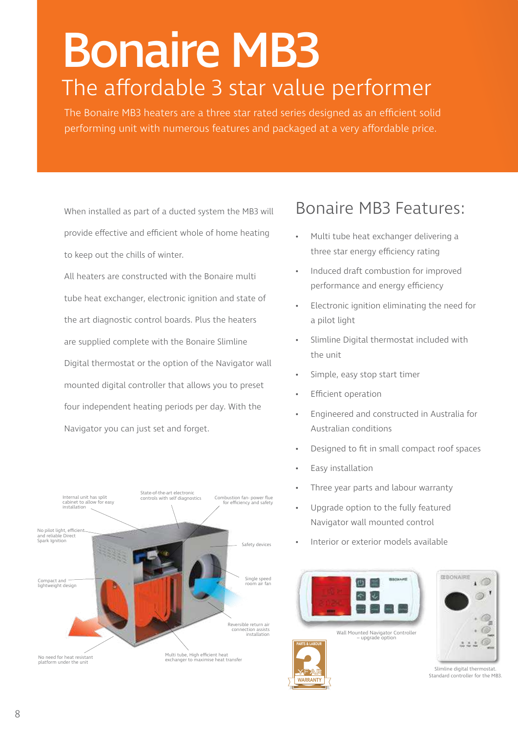# Bonaire MB3

## The affordable 3 star value performer

The Bonaire MB3 heaters are a three star rated series designed as an efficient solid performing unit with numerous features and packaged at a very affordable price.

When installed as part of a ducted system the MB3 will provide effective and efficient whole of home heating to keep out the chills of winter.

All heaters are constructed with the Bonaire multi tube heat exchanger, electronic ignition and state of the art diagnostic control boards. Plus the heaters are supplied complete with the Bonaire Slimline Digital thermostat or the option of the Navigator wall mounted digital controller that allows you to preset four independent heating periods per day. With the Navigator you can just set and forget.

Internal unit has split cabinet to allow for easy installation

State-of-the-art electronic controls with self diagnostics

Combustion fan- power flue for efficiency and safety

No pilot light, efficient and reliable Direct Spark Ignition

Safety devices

Compact and lightweight design

Single speed room air fan

Reversible return air connection assists installation

No need for heat resistant platform under the unit

Multi tube, High efficient heat exchanger to maximise heat transfer

## Bonaire MB3 Features:

- Multi tube heat exchanger delivering a three star energy efficiency rating
- Induced draft combustion for improved performance and energy efficiency
- Electronic ignition eliminating the need for a pilot light
- Slimline Digital thermostat included with the unit
- Simple, easy stop start timer
- Efficient operation
- Engineered and constructed in Australia for Australian conditions
- Designed to fit in small compact roof spaces
- Easy installation
- Three year parts and labour warranty
- Upgrade option to the fully featured Navigator wall mounted control
- Interior or exterior models available

Wall Mounted Navigator Controller – upgrade option

Slimline digital thermostat. Standard controller for the MB3.

PARTS & LABOUR 3 YEAR WARRANTY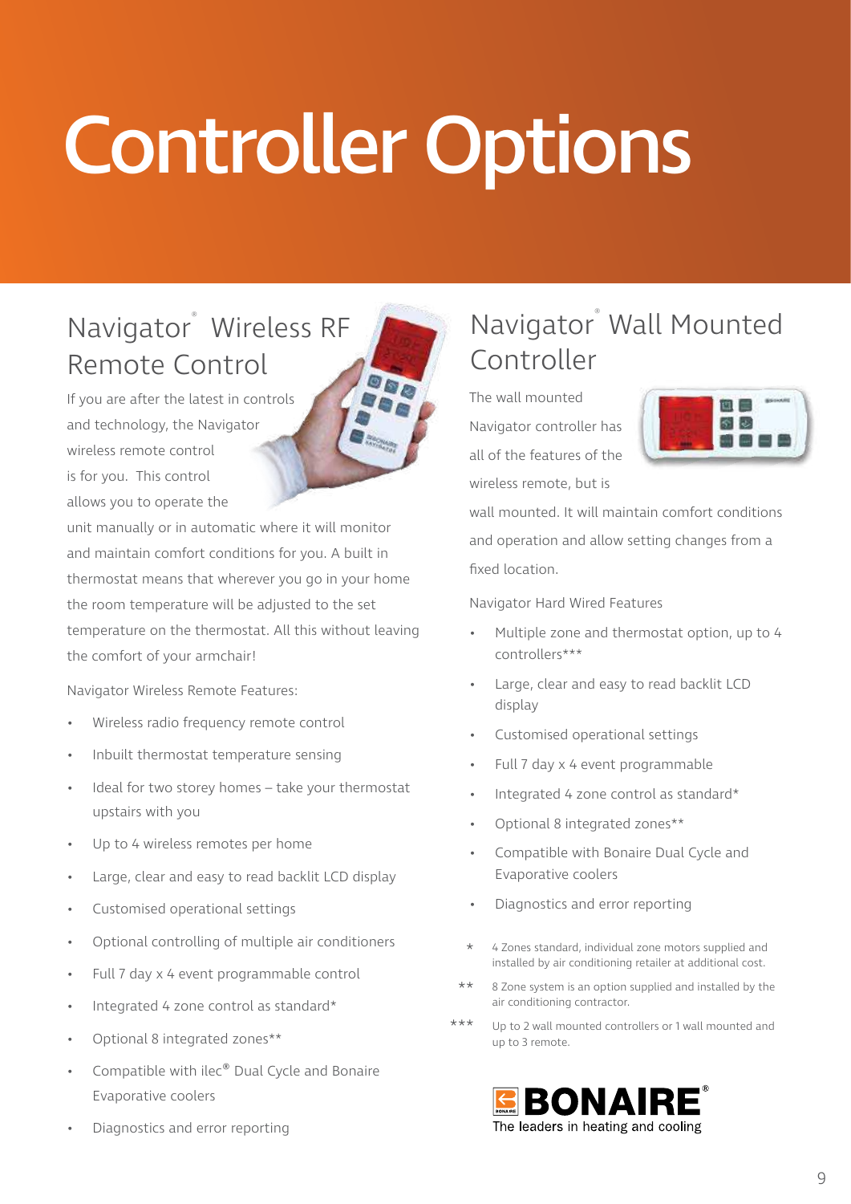# Controller Options

## Navigator® Wireless RF Remote Control

If you are after the latest in controls and technology, the Navigator wireless remote control is for you. This control allows you to operate the unit manually or in automatic where it will monitor and maintain comfort conditions for you. A built in thermostat means that wherever you go in your home the room temperature will be adjusted to the set temperature on the thermostat. All this without leaving the comfort of your armchair!

Navigator Wireless Remote Features:

- Wireless radio frequency remote control
- Inbuilt thermostat temperature sensing
- Ideal for two storey homes – take your thermostat upstairs with you
- Up to 4 wireless remotes per home
- Large, clear and easy to read backlit LCD display
- Customised operational settings
- Optional controlling of multiple air conditioners
- Full 7 day x 4 event programmable control
- Integrated 4 zone control as standard*
- Optional 8 integrated zones**
- Compatible with ilec® Dual Cycle and Bonaire Evaporative coolers
- Diagnostics and error reporting

## Navigator® Wall Mounted Controller

The wall mounted Navigator controller has all of the features of the wireless remote, but is wall mounted. It will maintain comfort conditions and operation and allow setting changes from a fixed location.

Navigator Hard Wired Features

- Multiple zone and thermostat option, up to 4 controllers***
- Large, clear and easy to read backlit LCD display
- Customised operational settings
- Full 7 day x 4 event programmable
- Integrated 4 zone control as standard*
- Optional 8 integrated zones**
- Compatible with Bonaire Dual Cycle and Evaporative coolers
- Diagnostics and error reporting

\* 4 Zones standard, individual zone motors supplied and installed by air conditioning retailer at additional cost.

** 8 Zone system is an option supplied and installed by the air conditioning contractor.

*** Up to 2 wall mounted controllers or 1 wall mounted and up to 3 remote.

BONAIRE®
The leaders in heating and cooling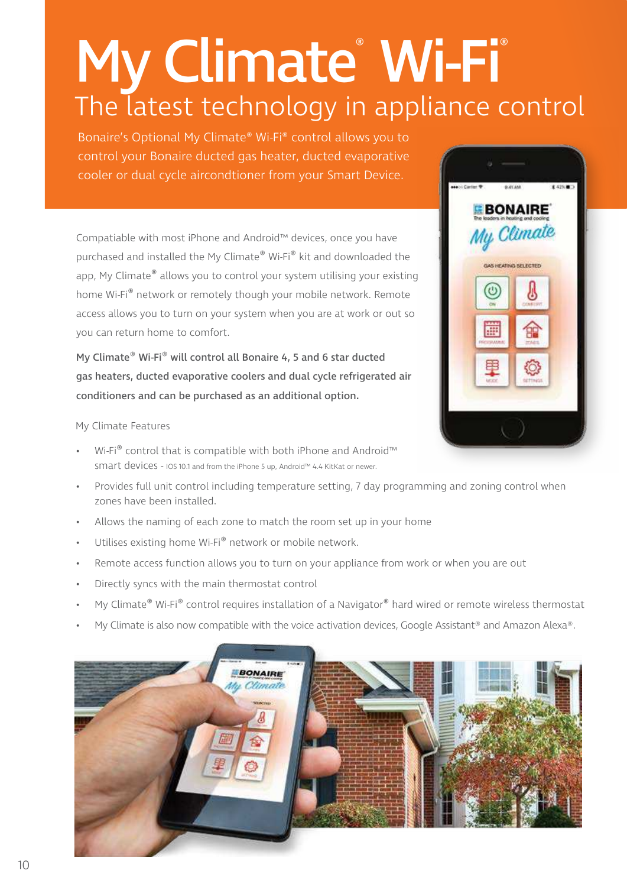# My Climate® Wi-Fi®

## The latest technology in appliance control

Bonaire's Optional My Climate® Wi-Fi® control allows you to control your Bonaire ducted gas heater, ducted evaporative cooler or dual cycle aircondtioner from your Smart Device.

Compatiable with most iPhone and Android™ devices, once you have purchased and installed the My Climate® Wi-Fi® kit and downloaded the app, My Climate® allows you to control your system utilising your existing home Wi-Fi® network or remotely though your mobile network. Remote access allows you to turn on your system when you are at work or out so you can return home to comfort.

**My Climate® Wi-Fi® will control all Bonaire 4, 5 and 6 star ducted gas heaters, ducted evaporative coolers and dual cycle refrigerated air conditioners and can be purchased as an additional option.**

My Climate Features

- Wi-Fi® control that is compatible with both iPhone and Android™ smart devices - IOS 10.1 and from the iPhone 5 up, Android™ 4.4 KitKat or newer.
- Provides full unit control including temperature setting, 7 day programming and zoning control when zones have been installed.
- Allows the naming of each zone to match the room set up in your home
- Utilises existing home Wi-Fi® network or mobile network.
- Remote access function allows you to turn on your appliance from work or when you are out
- Directly syncs with the main thermostat control
- My Climate® Wi-Fi® control requires installation of a Navigator® hard wired or remote wireless thermostat
- My Climate is also now compatible with the voice activation devices, Google Assistant® and Amazon Alexa®.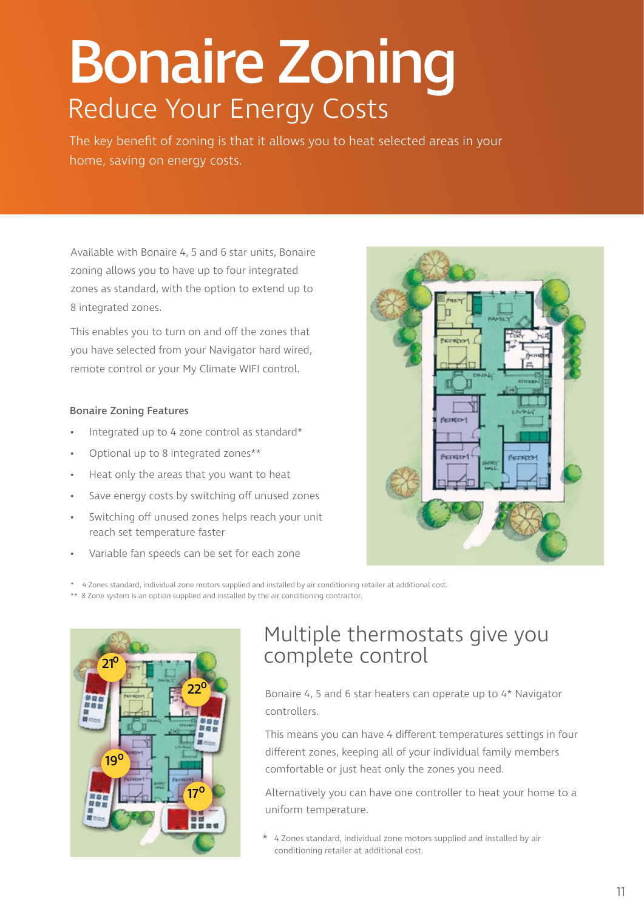# Bonaire Zoning

## Reduce Your Energy Costs

The key benefit of zoning is that it allows you to heat selected areas in your home, saving on energy costs.

Available with Bonaire 4, 5 and 6 star units, Bonaire zoning allows you to have up to four integrated zones as standard, with the option to extend up to 8 integrated zones.

This enables you to turn on and off the zones that you have selected from your Navigator hard wired, remote control or your My Climate WIFI control.

### Bonaire Zoning Features

- Integrated up to 4 zone control as standard*
- Optional up to 8 integrated zones**
- Heat only the areas that you want to heat
- Save energy costs by switching off unused zones
- Switching off unused zones helps reach your unit reach set temperature faster
- Variable fan speeds can be set for each zone

\* 4 Zones standard, individual zone motors supplied and installed by air conditioning retailer at additional cost.

** 8 Zone system is an option supplied and installed by the air conditioning contractor.

## Multiple thermostats give you complete control

Bonaire 4, 5 and 6 star heaters can operate up to 4* Navigator controllers.

This means you can have 4 different temperatures settings in four different zones, keeping all of your individual family members comfortable or just heat only the zones you need.

Alternatively you can have one controller to heat your home to a uniform temperature.

\* 4 Zones standard, individual zone motors supplied and installed by air conditioning retailer at additional cost.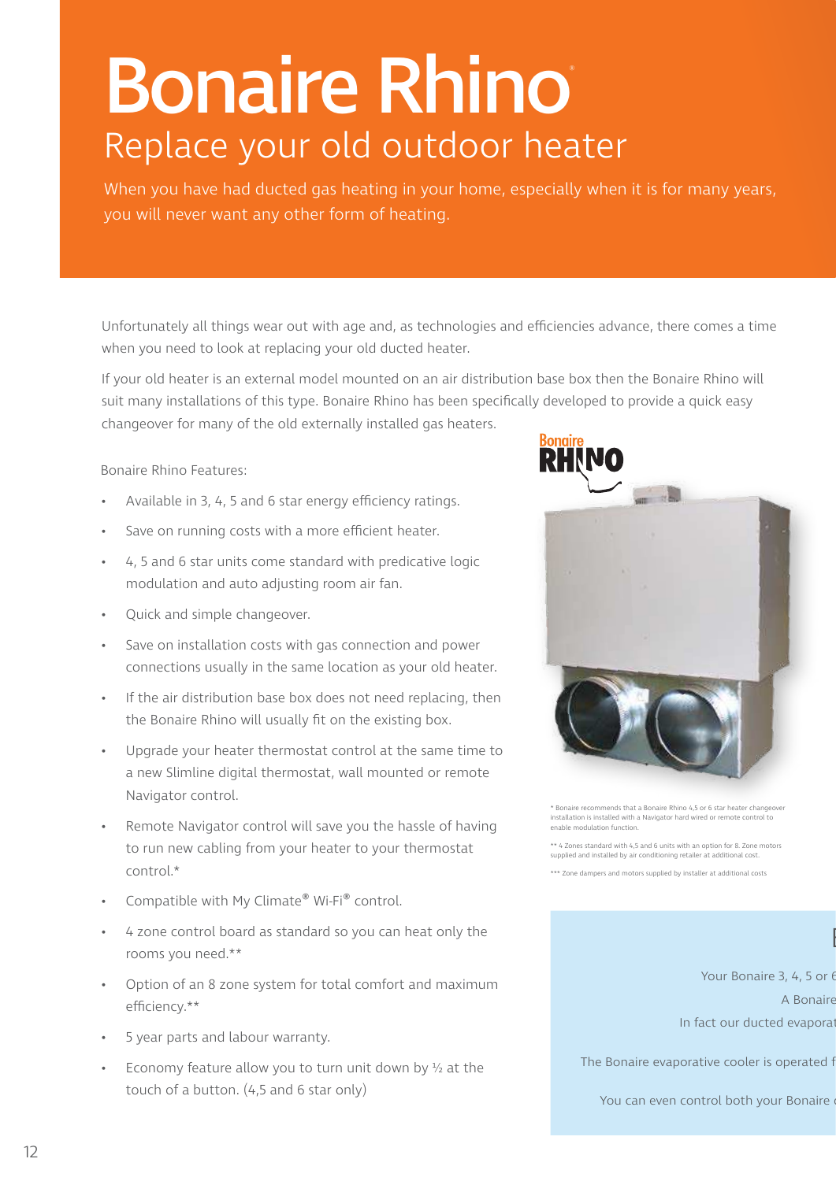# Bonaire Rhino

## Replace your old outdoor heater

When you have had ducted gas heating in your home, especially when it is for many years, you will never want any other form of heating.

Unfortunately all things wear out with age and, as technologies and efficiencies advance, there comes a time when you need to look at replacing your old ducted heater.

If your old heater is an external model mounted on an air distribution base box then the Bonaire Rhino will suit many installations of this type. Bonaire Rhino has been specifically developed to provide a quick easy changeover for many of the old externally installed gas heaters.

Bonaire Rhino Features:

- Available in 3, 4, 5 and 6 star energy efficiency ratings.
- Save on running costs with a more efficient heater.
- 4, 5 and 6 star units come standard with predicative logic modulation and auto adjusting room air fan.
- Quick and simple changeover.
- Save on installation costs with gas connection and power connections usually in the same location as your old heater.
- If the air distribution base box does not need replacing, then the Bonaire Rhino will usually fit on the existing box.
- Upgrade your heater thermostat control at the same time to a new Slimline digital thermostat, wall mounted or remote Navigator control.
- Remote Navigator control will save you the hassle of having to run new cabling from your heater to your thermostat control.*
- Compatible with My Climate® Wi-Fi® control.
- 4 zone control board as standard so you can heat only the rooms you need.**
- Option of an 8 zone system for total comfort and maximum efficiency.**
- 5 year parts and labour warranty.
- Economy feature allow you to turn unit down by ½ at the touch of a button. (4,5 and 6 star only)

\* Bonaire recommends that a Bonaire Rhino 4,5 or 6 star heater changeover installation is installed with a Navigator hard wired or remote control to enable modulation function.

\*\* 4 Zones standard with 4,5 and 6 units with an option for 8. Zone motors supplied and installed by air conditioning retailer at additional cost.

\*\*\* Zone dampers and motors supplied by installer at additional costs

Your Bonaire 3, 4, 5 or 6

A Bonaire

In fact our ducted evaporat

The Bonaire evaporative cooler is operated f

You can even control both your Bonaire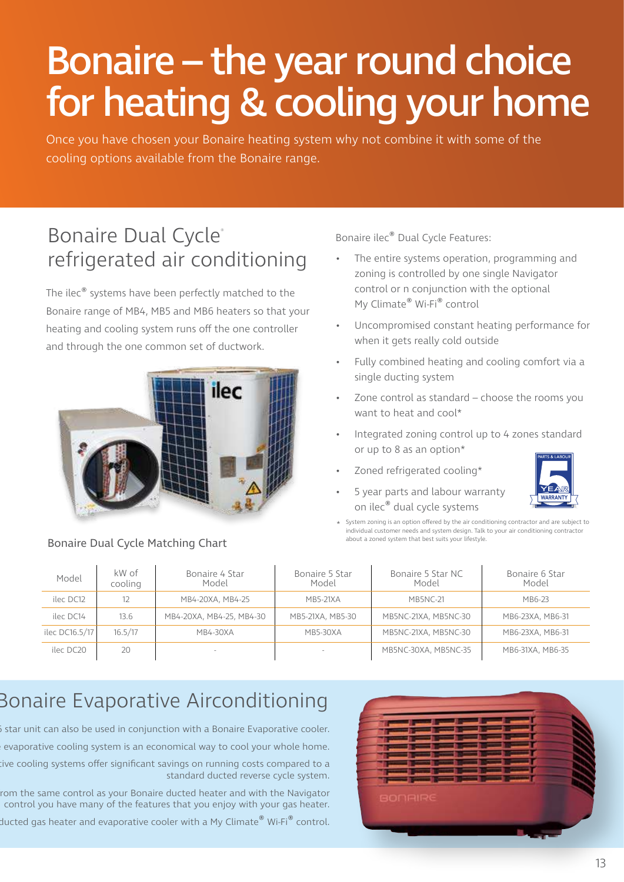# Bonaire – the year round choice for heating & cooling your home

Once you have chosen your Bonaire heating system why not combine it with some of the cooling options available from the Bonaire range.

## Bonaire Dual Cycle® refrigerated air conditioning

The ilec® systems have been perfectly matched to the Bonaire range of MB4, MB5 and MB6 heaters so that your heating and cooling system runs off the one controller and through the one common set of ductwork.

Bonaire ilec® Dual Cycle Features:

- The entire systems operation, programming and zoning is controlled by one single Navigator control or n conjunction with the optional My Climate® Wi-Fi® control
- Uncompromised constant heating performance for when it gets really cold outside
- Fully combined heating and cooling comfort via a single ducting system
- Zone control as standard – choose the rooms you want to heat and cool*
- Integrated zoning control up to 4 zones standard or up to 8 as an option*
- Zoned refrigerated cooling*
- 5 year parts and labour warranty on ilec® dual cycle systems

PARTS & LABOUR 5 YEAR WARRANTY

* System zoning is an option offered by the air conditioning contractor and are subject to individual customer needs and system design. Talk to your air conditioning contractor about a zoned system that best suits your lifestyle.

### Bonaire Dual Cycle Matching Chart

| Model | kW of cooling | Bonaire 4 Star Model | Bonaire 5 Star Model | Bonaire 5 Star NC Model | Bonaire 6 Star Model |
|---|---|---|---|---|---|
| ilec DC12 | 12 | MB4-20XA, MB4-25 | MB5-21XA | MB5NC-21 | MB6-23 |
| ilec DC14 | 13.6 | MB4-20XA, MB4-25, MB4-30 | MB5-21XA, MB5-30 | MB5NC-21XA, MB5NC-30 | MB6-23XA, MB6-31 |
| ilec DC16.5/17 | 16.5/17 | MB4-30XA | MB5-30XA | MB5NC-21XA, MB5NC-30 | MB6-23XA, MB6-31 |
| ilec DC20 | 20 | - | - | MB5NC-30XA, MB5NC-35 | MB6-31XA, MB6-35 |

## Bonaire Evaporative Airconditioning

5 star unit can also be used in conjunction with a Bonaire Evaporative cooler.

evaporative cooling system is an economical way to cool your whole home.

tive cooling systems offer significant savings on running costs compared to a standard ducted reverse cycle system.

rom the same control as your Bonaire ducted heater and with the Navigator control you have many of the features that you enjoy with your gas heater.

ducted gas heater and evaporative cooler with a My Climate® Wi-Fi® control.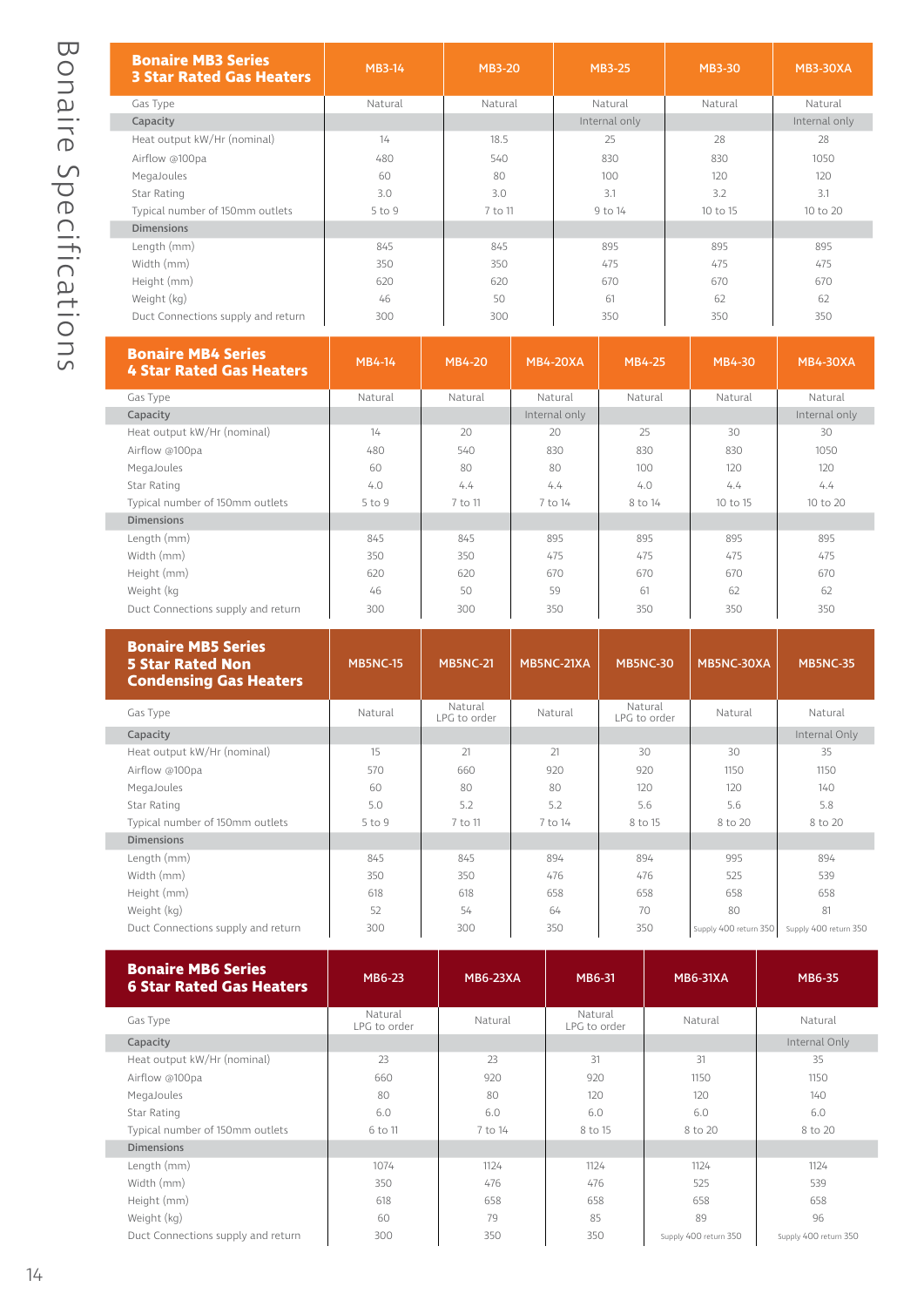# Bonaire Specifications

| Bonaire MB3 Series 3 Star Rated Gas Heaters | MB3-14 | MB3-20 | MB3-25 | MB3-30 | MB3-30XA |
|---|---|---|---|---|---|
| Gas Type | Natural | Natural | Natural | Natural | Natural |
| Capacity | | | Internal only | | Internal only |
| Heat output kW/Hr (nominal) | 14 | 18.5 | 25 | 28 | 28 |
| Airflow @100pa | 480 | 540 | 830 | 830 | 1050 |
| MegaJoules | 60 | 80 | 100 | 120 | 120 |
| Star Rating | 3.0 | 3.0 | 3.1 | 3.2 | 3.1 |
| Typical number of 150mm outlets | 5 to 9 | 7 to 11 | 9 to 14 | 10 to 15 | 10 to 20 |
| Dimensions | | | | | |
| Length (mm) | 845 | 845 | 895 | 895 | 895 |
| Width (mm) | 350 | 350 | 475 | 475 | 475 |
| Height (mm) | 620 | 620 | 670 | 670 | 670 |
| Weight (kg) | 46 | 50 | 61 | 62 | 62 |
| Duct Connections supply and return | 300 | 300 | 350 | 350 | 350 |

| Bonaire MB4 Series 4 Star Rated Gas Heaters | MB4-14 | MB4-20 | MB4-20XA | MB4-25 | MB4-30 | MB4-30XA |
|---|---|---|---|---|---|---|
| Gas Type | Natural | Natural | Natural | Natural | Natural | Natural |
| Capacity | | | Internal only | | | Internal only |
| Heat output kW/Hr (nominal) | 14 | 20 | 20 | 25 | 30 | 30 |
| Airflow @100pa | 480 | 540 | 830 | 830 | 830 | 1050 |
| MegaJoules | 60 | 80 | 80 | 100 | 120 | 120 |
| Star Rating | 4.0 | 4.4 | 4.4 | 4.0 | 4.4 | 4.4 |
| Typical number of 150mm outlets | 5 to 9 | 7 to 11 | 7 to 14 | 8 to 14 | 10 to 15 | 10 to 20 |
| Dimensions | | | | | | |
| Length (mm) | 845 | 845 | 895 | 895 | 895 | 895 |
| Width (mm) | 350 | 350 | 475 | 475 | 475 | 475 |
| Height (mm) | 620 | 620 | 670 | 670 | 670 | 670 |
| Weight (kg | 46 | 50 | 59 | 61 | 62 | 62 |
| Duct Connections supply and return | 300 | 300 | 350 | 350 | 350 | 350 |

| Bonaire MB5 Series 5 Star Rated Non Condensing Gas Heaters | MB5NC-15 | MB5NC-21 | MB5NC-21XA | MB5NC-30 | MB5NC-30XA | MB5NC-35 |
|---|---|---|---|---|---|---|
| Gas Type | Natural | Natural LPG to order | Natural | Natural LPG to order | Natural | Natural |
| Capacity | | | | | | Internal Only |
| Heat output kW/Hr (nominal) | 15 | 21 | 21 | 30 | 30 | 35 |
| Airflow @100pa | 570 | 660 | 920 | 920 | 1150 | 1150 |
| MegaJoules | 60 | 80 | 80 | 120 | 120 | 140 |
| Star Rating | 5.0 | 5.2 | 5.2 | 5.6 | 5.6 | 5.8 |
| Typical number of 150mm outlets | 5 to 9 | 7 to 11 | 7 to 14 | 8 to 15 | 8 to 20 | 8 to 20 |
| Dimensions | | | | | | |
| Length (mm) | 845 | 845 | 894 | 894 | 995 | 894 |
| Width (mm) | 350 | 350 | 476 | 476 | 525 | 539 |
| Height (mm) | 618 | 618 | 658 | 658 | 658 | 658 |
| Weight (kg) | 52 | 54 | 64 | 70 | 80 | 81 |
| Duct Connections supply and return | 300 | 300 | 350 | 350 | Supply 400 return 350 | Supply 400 return 350 |

| Bonaire MB6 Series 6 Star Rated Gas Heaters | MB6-23 | MB6-23XA | MB6-31 | MB6-31XA | MB6-35 |
|---|---|---|---|---|---|
| Gas Type | Natural LPG to order | Natural | Natural LPG to order | Natural | Natural |
| Capacity | | | | | Internal Only |
| Heat output kW/Hr (nominal) | 23 | 23 | 31 | 31 | 35 |
| Airflow @100pa | 660 | 920 | 920 | 1150 | 1150 |
| MegaJoules | 80 | 80 | 120 | 120 | 140 |
| Star Rating | 6.0 | 6.0 | 6.0 | 6.0 | 6.0 |
| Typical number of 150mm outlets | 6 to 11 | 7 to 14 | 8 to 15 | 8 to 20 | 8 to 20 |
| Dimensions | | | | | |
| Length (mm) | 1074 | 1124 | 1124 | 1124 | 1124 |
| Width (mm) | 350 | 476 | 476 | 525 | 539 |
| Height (mm) | 618 | 658 | 658 | 658 | 658 |
| Weight (kg) | 60 | 79 | 85 | 89 | 96 |
| Duct Connections supply and return | 300 | 350 | 350 | Supply 400 return 350 | Supply 400 return 350 |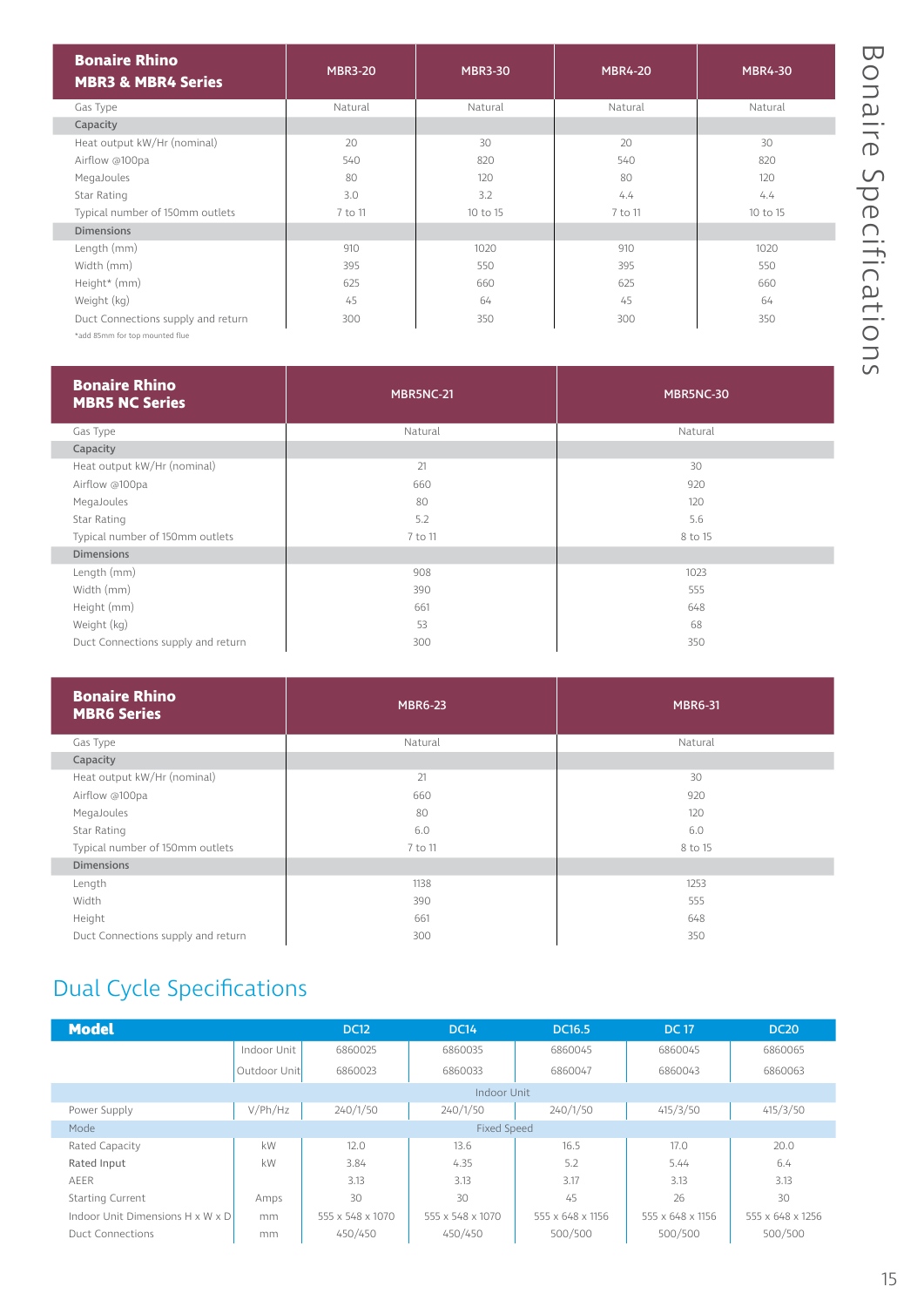# Bonaire Specifications

| Bonaire Rhino MBR3 & MBR4 Series | MBR3-20 | MBR3-30 | MBR4-20 | MBR4-30 |
|---|---|---|---|---|
| Gas Type | Natural | Natural | Natural | Natural |
| **Capacity** | | | | |
| Heat output kW/Hr (nominal) | 20 | 30 | 20 | 30 |
| Airflow @100pa | 540 | 820 | 540 | 820 |
| MegaJoules | 80 | 120 | 80 | 120 |
| Star Rating | 3.0 | 3.2 | 4.4 | 4.4 |
| Typical number of 150mm outlets | 7 to 11 | 10 to 15 | 7 to 11 | 10 to 15 |
| **Dimensions** | | | | |
| Length (mm) | 910 | 1020 | 910 | 1020 |
| Width (mm) | 395 | 550 | 395 | 550 |
| Height* (mm) | 625 | 660 | 625 | 660 |
| Weight (kg) | 45 | 64 | 45 | 64 |
| Duct Connections supply and return | 300 | 350 | 300 | 350 |

*add 85mm for top mounted flue

| Bonaire Rhino MBR5 NC Series | MBR5NC-21 | MBR5NC-30 |
|---|---|---|
| Gas Type | Natural | Natural |
| **Capacity** | | |
| Heat output kW/Hr (nominal) | 21 | 30 |
| Airflow @100pa | 660 | 920 |
| MegaJoules | 80 | 120 |
| Star Rating | 5.2 | 5.6 |
| Typical number of 150mm outlets | 7 to 11 | 8 to 15 |
| **Dimensions** | | |
| Length (mm) | 908 | 1023 |
| Width (mm) | 390 | 555 |
| Height (mm) | 661 | 648 |
| Weight (kg) | 53 | 68 |
| Duct Connections supply and return | 300 | 350 |

| Bonaire Rhino MBR6 Series | MBR6-23 | MBR6-31 |
|---|---|---|
| Gas Type | Natural | Natural |
| **Capacity** | | |
| Heat output kW/Hr (nominal) | 21 | 30 |
| Airflow @100pa | 660 | 920 |
| MegaJoules | 80 | 120 |
| Star Rating | 6.0 | 6.0 |
| Typical number of 150mm outlets | 7 to 11 | 8 to 15 |
| **Dimensions** | | |
| Length | 1138 | 1253 |
| Width | 390 | 555 |
| Height | 661 | 648 |
| Duct Connections supply and return | 300 | 350 |

## Dual Cycle Specifications

| Model | | DC12 | DC14 | DC16.5 | DC 17 | DC20 |
|---|---|---|---|---|---|---|
| | Indoor Unit | 6860025 | 6860035 | 6860045 | 6860045 | 6860065 |
| | Outdoor Unit | 6860023 | 6860033 | 6860047 | 6860043 | 6860063 |
| Indoor Unit | | | | | | |
| Power Supply | V/Ph/Hz | 240/1/50 | 240/1/50 | 240/1/50 | 415/3/50 | 415/3/50 |
| Mode | | Fixed Speed | | | | |
| Rated Capacity | kW | 12.0 | 13.6 | 16.5 | 17.0 | 20.0 |
| Rated Input | kW | 3.84 | 4.35 | 5.2 | 5.44 | 6.4 |
| AEER | | 3.13 | 3.13 | 3.17 | 3.13 | 3.13 |
| Starting Current | Amps | 30 | 30 | 45 | 26 | 30 |
| Indoor Unit Dimensions H x W x D | mm | 555 x 548 x 1070 | 555 x 548 x 1070 | 555 x 648 x 1156 | 555 x 648 x 1156 | 555 x 648 x 1256 |
| Duct Connections | mm | 450/450 | 450/450 | 500/500 | 500/500 | 500/500 |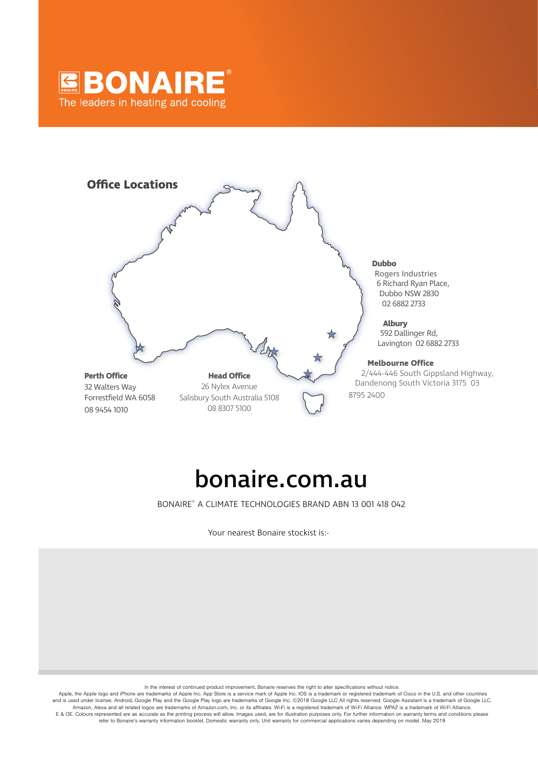**BONAIRE**®

The leaders in heating and cooling

## Office Locations

**Dubbo**
Rogers Industries
6 Richard Ryan Place,
Dubbo NSW 2830
02 6882 2733

**Albury**
592 Dallinger Rd,
Lavington 02 6882 2733

**Melbourne Office**
2/444-446 South Gippsland Highway,
Dandenong South Victoria 3175 03 8795 2400

**Perth Office**
32 Walters Way
Forrestfield WA 6058
08 9454 1010

**Head Office**
26 Nylex Avenue
Salisbury South Australia 5108
08 8307 5100

# bonaire.com.au

BONAIRE® A CLIMATE TECHNOLOGIES BRAND ABN 13 001 418 042

Your nearest Bonaire stockist is:-

In the interest of continued product improvement, Bonaire reserves the right to alter specifications without notice.
Apple, the Apple logo and iPhone are trademarks of Apple Inc. App Store is a service mark of Apple Inc. IOS is a trademark or registered trademark of Cisco in the U.S. and other countries and is used under license. Android, Google Play and the Google Play logo are trademarks of Google Inc. ©2018 Google LLC All rights reserved. Google Assistant is a trademark of Google LLC. Amazon, Alexa and all related logos are trademarks of Amazon.com, Inc. or its affiliates. Wi-Fi is a registered trademark of Wi-Fi Alliance. WPA2 is a trademark of Wi-Fi Alliance.
E & OE. Colours represented are as accurate as the printing process will allow. Images used, are for illustration purposes only. For further information on warranty terms and conditions please refer to Bonaire's warranty information booklet. Domestic warranty only. Unit warranty for commercial applications varies depending on model. May 2019